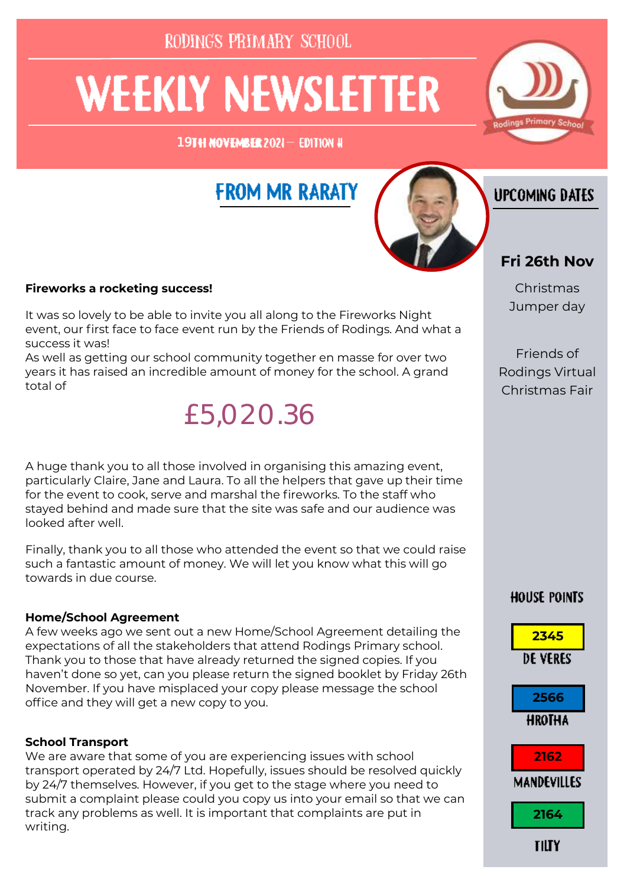Rodings Primary School

# WEEKLY NEWSLETTER

19th November 2021 – Edition 11

## FROM MR RARATY

**Fireworks a rocketing success!**

It was so lovely to be able to invite you all along to the Fireworks Night event, our first face to face event run by the Friends of Rodings. And what a success it was!
As well as getting our school community together en masse for over two years it has raised an incredible amount of money for the school. A grand total of

£5,020.36

A huge thank you to all those involved in organising this amazing event, particularly Claire, Jane and Laura. To all the helpers that gave up their time for the event to cook, serve and marshal the fireworks. To the staff who stayed behind and made sure that the site was safe and our audience was looked after well.

Finally, thank you to all those who attended the event so that we could raise such a fantastic amount of money. We will let you know what this will go towards in due course.

**Home/School Agreement**
A few weeks ago we sent out a new Home/School Agreement detailing the expectations of all the stakeholders that attend Rodings Primary school. Thank you to those that have already returned the signed copies. If you haven't done so yet, can you please return the signed booklet by Friday 26th November. If you have misplaced your copy please message the school office and they will get a new copy to you.

**School Transport**
We are aware that some of you are experiencing issues with school transport operated by 24/7 Ltd. Hopefully, issues should be resolved quickly by 24/7 themselves. However, if you get to the stage where you need to submit a complaint please could you copy us into your email so that we can track any problems as well. It is important that complaints are put in writing.

## UPCOMING DATES

**Fri 26th Nov**

Christmas Jumper day

Friends of Rodings Virtual Christmas Fair

## HOUSE POINTS

| House | Points |
|---|---|
| DE VERES | 2345 |
| HROTHA | 2566 |
| MANDEVILLES | 2162 |
| TILTY | 2164 |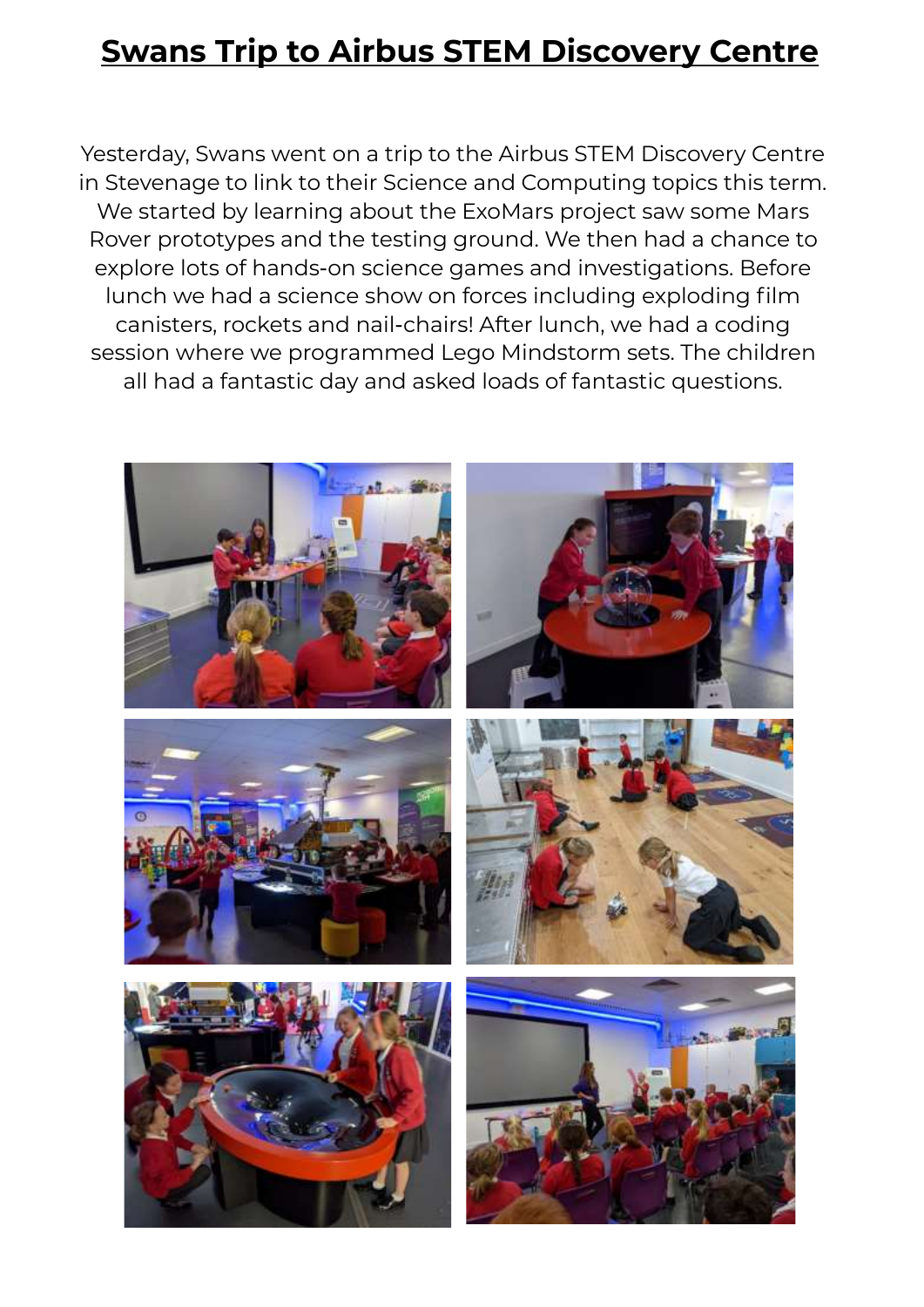# Swans Trip to Airbus STEM Discovery Centre

Yesterday, Swans went on a trip to the Airbus STEM Discovery Centre in Stevenage to link to their Science and Computing topics this term. We started by learning about the ExoMars project saw some Mars Rover prototypes and the testing ground. We then had a chance to explore lots of hands-on science games and investigations. Before lunch we had a science show on forces including exploding film canisters, rockets and nail-chairs! After lunch, we had a coding session where we programmed Lego Mindstorm sets. The children all had a fantastic day and asked loads of fantastic questions.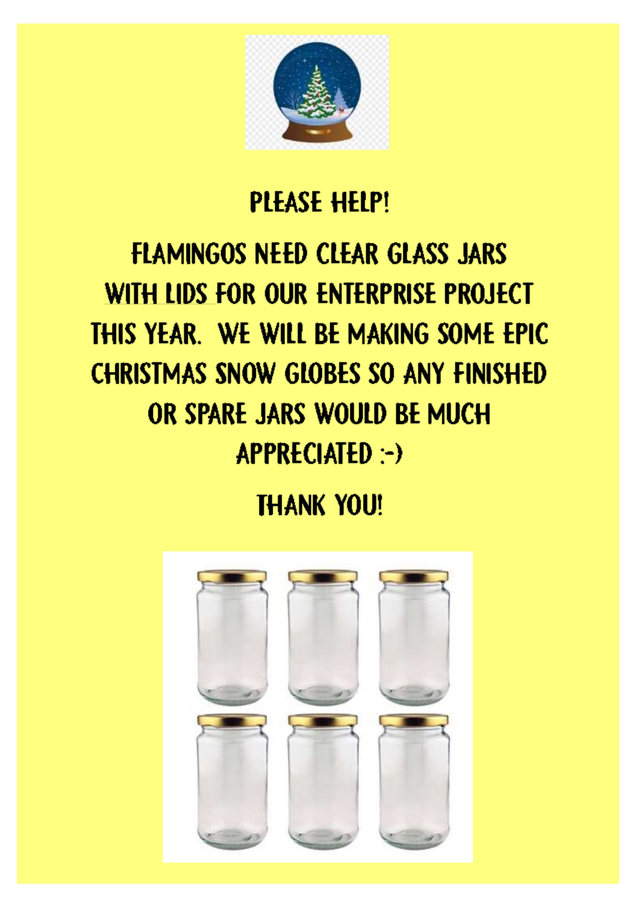# PLEASE HELP!

FLAMINGOS NEED CLEAR GLASS JARS WITH LIDS FOR OUR ENTERPRISE PROJECT THIS YEAR. WE WILL BE MAKING SOME EPIC CHRISTMAS SNOW GLOBES SO ANY FINISHED OR SPARE JARS WOULD BE MUCH APPRECIATED :-)

THANK YOU!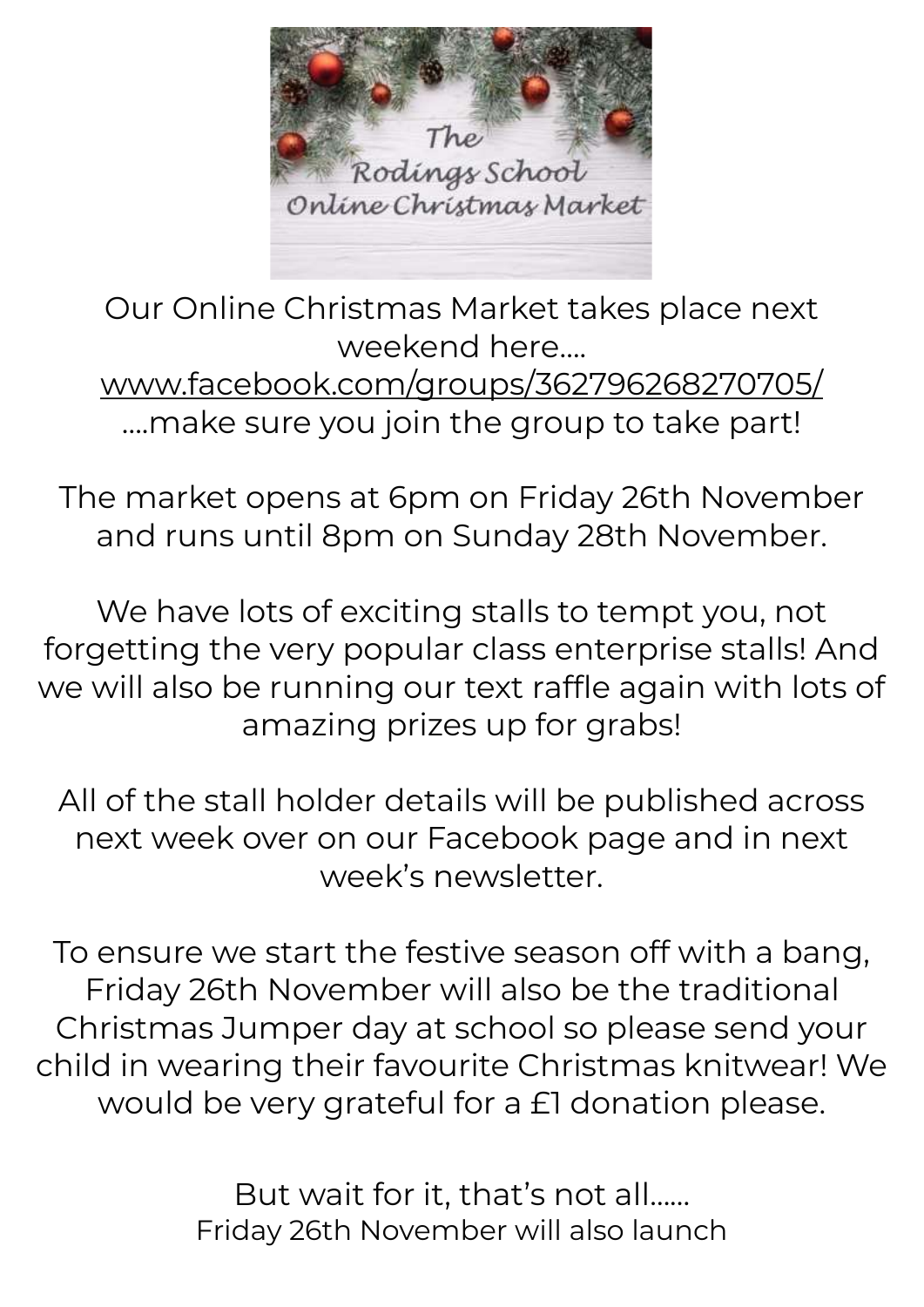The Rodings School Online Christmas Market

Our Online Christmas Market takes place next weekend here....
www.facebook.com/groups/362796268270705/
....make sure you join the group to take part!

The market opens at 6pm on Friday 26th November and runs until 8pm on Sunday 28th November.

We have lots of exciting stalls to tempt you, not forgetting the very popular class enterprise stalls! And we will also be running our text raffle again with lots of amazing prizes up for grabs!

All of the stall holder details will be published across next week over on our Facebook page and in next week's newsletter.

To ensure we start the festive season off with a bang, Friday 26th November will also be the traditional Christmas Jumper day at school so please send your child in wearing their favourite Christmas knitwear! We would be very grateful for a £1 donation please.

But wait for it, that's not all......
Friday 26th November will also launch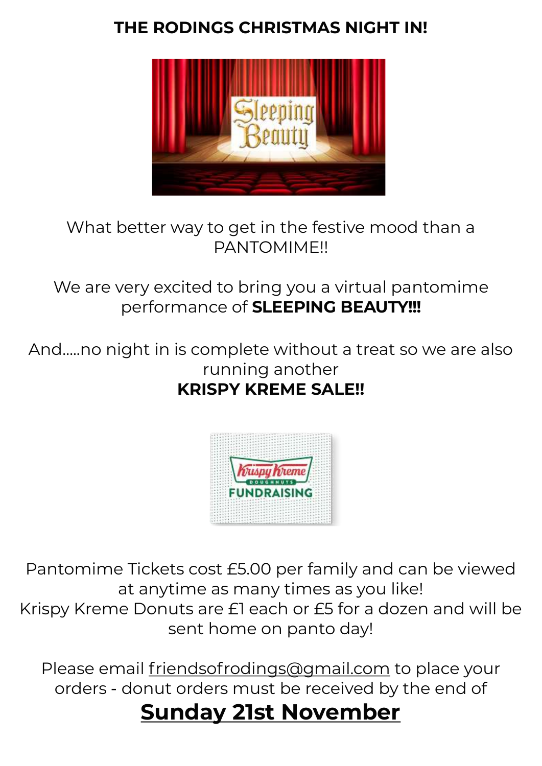# THE RODINGS CHRISTMAS NIGHT IN!

What better way to get in the festive mood than a PANTOMIME!!

We are very excited to bring you a virtual pantomime performance of **SLEEPING BEAUTY!!!**

And.....no night in is complete without a treat so we are also running another
**KRISPY KREME SALE!!**

Pantomime Tickets cost £5.00 per family and can be viewed at anytime as many times as you like!
Krispy Kreme Donuts are £1 each or £5 for a dozen and will be sent home on panto day!

Please email friendsofrodings@gmail.com to place your orders - donut orders must be received by the end of

## **Sunday 21st November**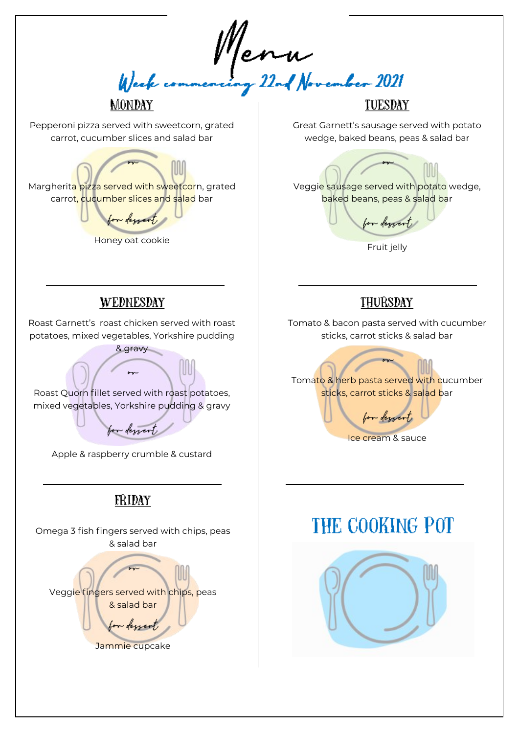# Menu

## Week commencing 22nd November 2021

### MONDAY

Pepperoni pizza served with sweetcorn, grated carrot, cucumber slices and salad bar

*or*

Margherita pizza served with sweetcorn, grated carrot, cucumber slices and salad bar

*for dessert*

Honey oat cookie

### TUESDAY

Great Garnett's sausage served with potato wedge, baked beans, peas & salad bar

*or*

Veggie sausage served with potato wedge, baked beans, peas & salad bar

*for dessert*

Fruit jelly

### WEDNESDAY

Roast Garnett's roast chicken served with roast potatoes, mixed vegetables, Yorkshire pudding & gravy

*or*

Roast Quorn fillet served with roast potatoes, mixed vegetables, Yorkshire pudding & gravy

*for dessert*

Apple & raspberry crumble & custard

### THURSDAY

Tomato & bacon pasta served with cucumber sticks, carrot sticks & salad bar

*or*

Tomato & herb pasta served with cucumber sticks, carrot sticks & salad bar

*for dessert*

Ice cream & sauce

### FRIDAY

Omega 3 fish fingers served with chips, peas & salad bar

*or*

Veggie fingers served with chips, peas & salad bar

*for dessert*

Jammie cupcake

## THE COOKING POT